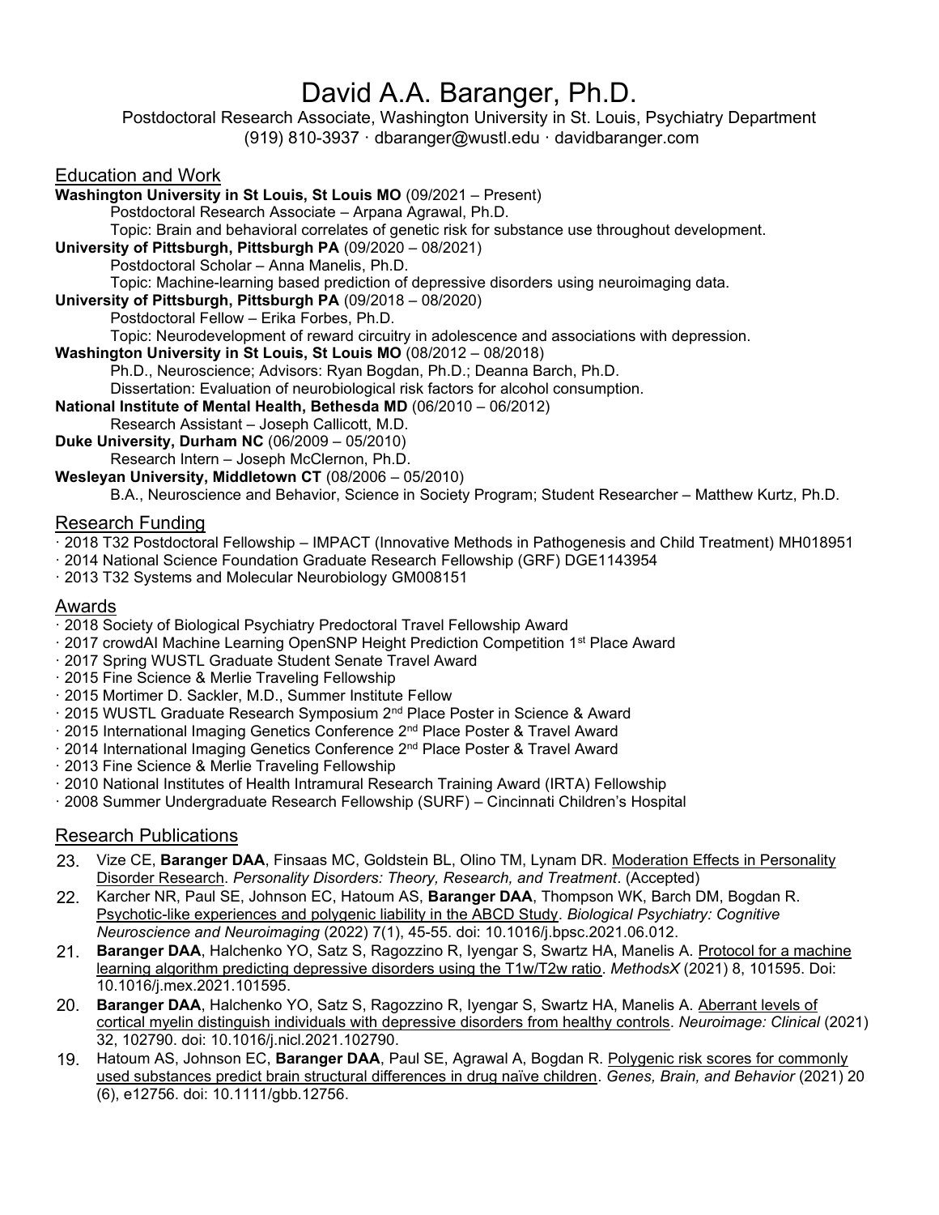# David A.A. Baranger, Ph.D.

Postdoctoral Research Associate, Washington University in St. Louis, Psychiatry Department
(919) 810-3937 · dbaranger@wustl.edu · davidbaranger.com

## Education and Work

**Washington University in St Louis, St Louis MO** (09/2021 – Present)
Postdoctoral Research Associate – Arpana Agrawal, Ph.D.
Topic: Brain and behavioral correlates of genetic risk for substance use throughout development.

**University of Pittsburgh, Pittsburgh PA** (09/2020 – 08/2021)
Postdoctoral Scholar – Anna Manelis, Ph.D.
Topic: Machine-learning based prediction of depressive disorders using neuroimaging data.

**University of Pittsburgh, Pittsburgh PA** (09/2018 – 08/2020)
Postdoctoral Fellow – Erika Forbes, Ph.D.
Topic: Neurodevelopment of reward circuitry in adolescence and associations with depression.

**Washington University in St Louis, St Louis MO** (08/2012 – 08/2018)
Ph.D., Neuroscience; Advisors: Ryan Bogdan, Ph.D.; Deanna Barch, Ph.D.
Dissertation: Evaluation of neurobiological risk factors for alcohol consumption.

**National Institute of Mental Health, Bethesda MD** (06/2010 – 06/2012)
Research Assistant – Joseph Callicott, M.D.

**Duke University, Durham NC** (06/2009 – 05/2010)
Research Intern – Joseph McClernon, Ph.D.

**Wesleyan University, Middletown CT** (08/2006 – 05/2010)
B.A., Neuroscience and Behavior, Science in Society Program; Student Researcher – Matthew Kurtz, Ph.D.

## Research Funding

- 2018 T32 Postdoctoral Fellowship – IMPACT (Innovative Methods in Pathogenesis and Child Treatment) MH018951
- 2014 National Science Foundation Graduate Research Fellowship (GRF) DGE1143954
- 2013 T32 Systems and Molecular Neurobiology GM008151

## Awards

- 2018 Society of Biological Psychiatry Predoctoral Travel Fellowship Award
- 2017 crowdAI Machine Learning OpenSNP Height Prediction Competition 1st Place Award
- 2017 Spring WUSTL Graduate Student Senate Travel Award
- 2015 Fine Science & Merlie Traveling Fellowship
- 2015 Mortimer D. Sackler, M.D., Summer Institute Fellow
- 2015 WUSTL Graduate Research Symposium 2nd Place Poster in Science & Award
- 2015 International Imaging Genetics Conference 2nd Place Poster & Travel Award
- 2014 International Imaging Genetics Conference 2nd Place Poster & Travel Award
- 2013 Fine Science & Merlie Traveling Fellowship
- 2010 National Institutes of Health Intramural Research Training Award (IRTA) Fellowship
- 2008 Summer Undergraduate Research Fellowship (SURF) – Cincinnati Children's Hospital

## Research Publications

23. Vize CE, **Baranger DAA**, Finsaas MC, Goldstein BL, Olino TM, Lynam DR. Moderation Effects in Personality Disorder Research. *Personality Disorders: Theory, Research, and Treatment*. (Accepted)
22. Karcher NR, Paul SE, Johnson EC, Hatoum AS, **Baranger DAA**, Thompson WK, Barch DM, Bogdan R. Psychotic-like experiences and polygenic liability in the ABCD Study. *Biological Psychiatry: Cognitive Neuroscience and Neuroimaging* (2022) 7(1), 45-55. doi: 10.1016/j.bpsc.2021.06.012.
21. **Baranger DAA**, Halchenko YO, Satz S, Ragozzino R, Iyengar S, Swartz HA, Manelis A. Protocol for a machine learning algorithm predicting depressive disorders using the T1w/T2w ratio. *MethodsX* (2021) 8, 101595. Doi: 10.1016/j.mex.2021.101595.
20. **Baranger DAA**, Halchenko YO, Satz S, Ragozzino R, Iyengar S, Swartz HA, Manelis A. Aberrant levels of cortical myelin distinguish individuals with depressive disorders from healthy controls. *Neuroimage: Clinical* (2021) 32, 102790. doi: 10.1016/j.nicl.2021.102790.
19. Hatoum AS, Johnson EC, **Baranger DAA**, Paul SE, Agrawal A, Bogdan R. Polygenic risk scores for commonly used substances predict brain structural differences in drug naïve children. *Genes, Brain, and Behavior* (2021) 20 (6), e12756. doi: 10.1111/gbb.12756.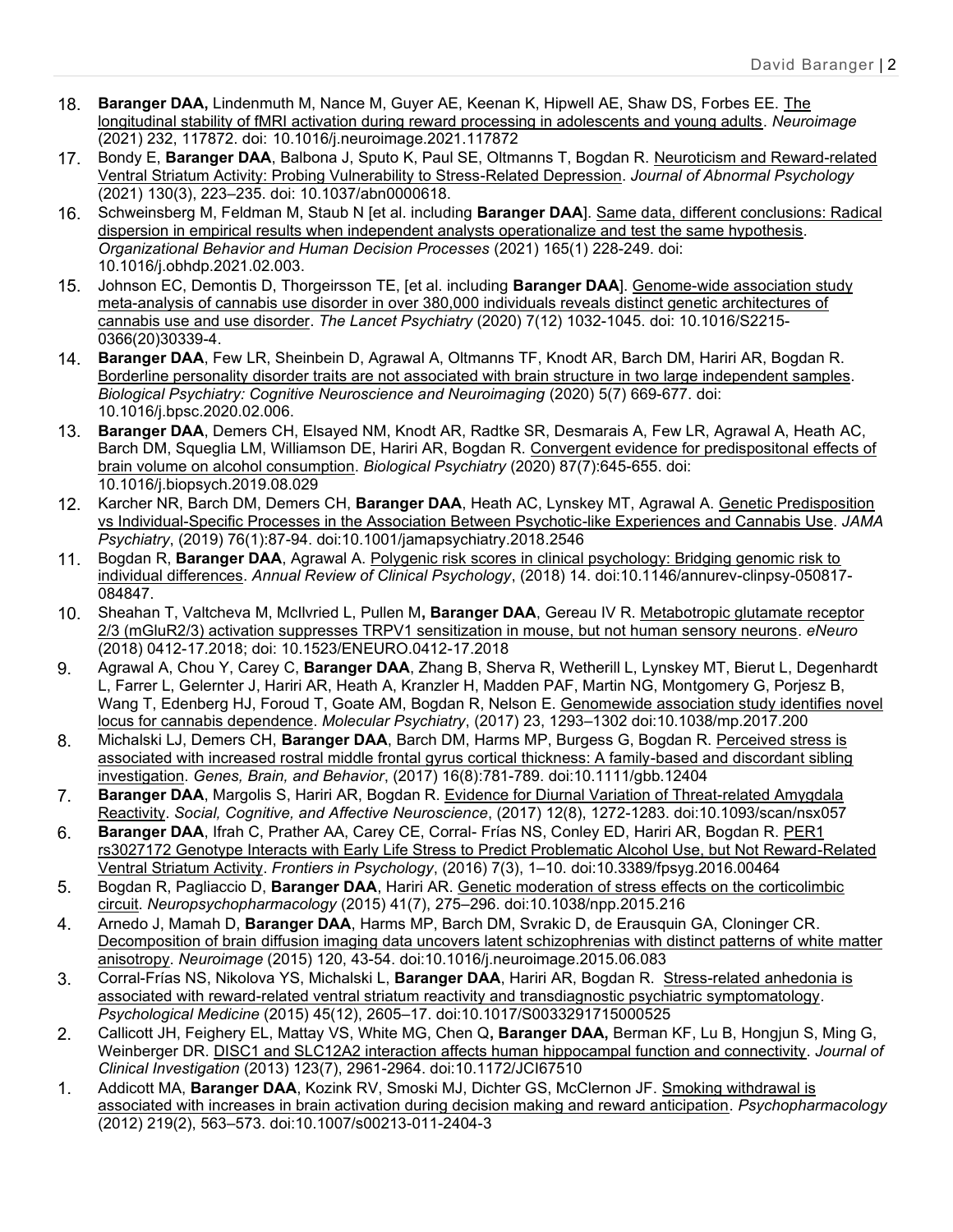18. **Baranger DAA,** Lindenmuth M, Nance M, Guyer AE, Keenan K, Hipwell AE, Shaw DS, Forbes EE. The longitudinal stability of fMRI activation during reward processing in adolescents and young adults. *Neuroimage* (2021) 232, 117872. doi: 10.1016/j.neuroimage.2021.117872
17. Bondy E, **Baranger DAA**, Balbona J, Sputo K, Paul SE, Oltmanns T, Bogdan R. Neuroticism and Reward-related Ventral Striatum Activity: Probing Vulnerability to Stress-Related Depression. *Journal of Abnormal Psychology* (2021) 130(3), 223–235. doi: 10.1037/abn0000618.
16. Schweinsberg M, Feldman M, Staub N [et al. including **Baranger DAA**]. Same data, different conclusions: Radical dispersion in empirical results when independent analysts operationalize and test the same hypothesis. *Organizational Behavior and Human Decision Processes* (2021) 165(1) 228-249. doi: 10.1016/j.obhdp.2021.02.003.
15. Johnson EC, Demontis D, Thorgeirsson TE, [et al. including **Baranger DAA**]. Genome-wide association study meta-analysis of cannabis use disorder in over 380,000 individuals reveals distinct genetic architectures of cannabis use and use disorder. *The Lancet Psychiatry* (2020) 7(12) 1032-1045. doi: 10.1016/S2215-0366(20)30339-4.
14. **Baranger DAA**, Few LR, Sheinbein D, Agrawal A, Oltmanns TF, Knodt AR, Barch DM, Hariri AR, Bogdan R. Borderline personality disorder traits are not associated with brain structure in two large independent samples. *Biological Psychiatry: Cognitive Neuroscience and Neuroimaging* (2020) 5(7) 669-677. doi: 10.1016/j.bpsc.2020.02.006.
13. **Baranger DAA**, Demers CH, Elsayed NM, Knodt AR, Radtke SR, Desmarais A, Few LR, Agrawal A, Heath AC, Barch DM, Squeglia LM, Williamson DE, Hariri AR, Bogdan R. Convergent evidence for predispositonal effects of brain volume on alcohol consumption. *Biological Psychiatry* (2020) 87(7):645-655. doi: 10.1016/j.biopsych.2019.08.029
12. Karcher NR, Barch DM, Demers CH, **Baranger DAA**, Heath AC, Lynskey MT, Agrawal A. Genetic Predisposition vs Individual-Specific Processes in the Association Between Psychotic-like Experiences and Cannabis Use. *JAMA Psychiatry*, (2019) 76(1):87-94. doi:10.1001/jamapsychiatry.2018.2546
11. Bogdan R, **Baranger DAA**, Agrawal A. Polygenic risk scores in clinical psychology: Bridging genomic risk to individual differences. *Annual Review of Clinical Psychology*, (2018) 14. doi:10.1146/annurev-clinpsy-050817-084847.
10. Sheahan T, Valtcheva M, McIlvried L, Pullen M**, Baranger DAA**, Gereau IV R. Metabotropic glutamate receptor 2/3 (mGluR2/3) activation suppresses TRPV1 sensitization in mouse, but not human sensory neurons. *eNeuro* (2018) 0412-17.2018; doi: 10.1523/ENEURO.0412-17.2018
9. Agrawal A, Chou Y, Carey C, **Baranger DAA**, Zhang B, Sherva R, Wetherill L, Lynskey MT, Bierut L, Degenhardt L, Farrer L, Gelernter J, Hariri AR, Heath A, Kranzler H, Madden PAF, Martin NG, Montgomery G, Porjesz B, Wang T, Edenberg HJ, Foroud T, Goate AM, Bogdan R, Nelson E. Genomewide association study identifies novel locus for cannabis dependence. *Molecular Psychiatry*, (2017) 23, 1293–1302 doi:10.1038/mp.2017.200
8. Michalski LJ, Demers CH, **Baranger DAA**, Barch DM, Harms MP, Burgess G, Bogdan R. Perceived stress is associated with increased rostral middle frontal gyrus cortical thickness: A family-based and discordant sibling investigation. *Genes, Brain, and Behavior*, (2017) 16(8):781-789. doi:10.1111/gbb.12404
7. **Baranger DAA**, Margolis S, Hariri AR, Bogdan R. Evidence for Diurnal Variation of Threat-related Amygdala Reactivity. *Social, Cognitive, and Affective Neuroscience*, (2017) 12(8), 1272-1283. doi:10.1093/scan/nsx057
6. **Baranger DAA**, Ifrah C, Prather AA, Carey CE, Corral- Frías NS, Conley ED, Hariri AR, Bogdan R. PER1 rs3027172 Genotype Interacts with Early Life Stress to Predict Problematic Alcohol Use, but Not Reward-Related Ventral Striatum Activity. *Frontiers in Psychology*, (2016) 7(3), 1–10. doi:10.3389/fpsyg.2016.00464
5. Bogdan R, Pagliaccio D, **Baranger DAA**, Hariri AR. Genetic moderation of stress effects on the corticolimbic circuit. *Neuropsychopharmacology* (2015) 41(7), 275–296. doi:10.1038/npp.2015.216
4. Arnedo J, Mamah D, **Baranger DAA**, Harms MP, Barch DM, Svrakic D, de Erausquin GA, Cloninger CR. Decomposition of brain diffusion imaging data uncovers latent schizophrenias with distinct patterns of white matter anisotropy. *Neuroimage* (2015) 120, 43-54. doi:10.1016/j.neuroimage.2015.06.083
3. Corral-Frías NS, Nikolova YS, Michalski L, **Baranger DAA**, Hariri AR, Bogdan R. Stress-related anhedonia is associated with reward-related ventral striatum reactivity and transdiagnostic psychiatric symptomatology. *Psychological Medicine* (2015) 45(12), 2605–17. doi:10.1017/S0033291715000525
2. Callicott JH, Feighery EL, Mattay VS, White MG, Chen Q**, Baranger DAA,** Berman KF, Lu B, Hongjun S, Ming G, Weinberger DR. DISC1 and SLC12A2 interaction affects human hippocampal function and connectivity. *Journal of Clinical Investigation* (2013) 123(7), 2961-2964. doi:10.1172/JCI67510
1. Addicott MA, **Baranger DAA**, Kozink RV, Smoski MJ, Dichter GS, McClernon JF. Smoking withdrawal is associated with increases in brain activation during decision making and reward anticipation. *Psychopharmacology* (2012) 219(2), 563–573. doi:10.1007/s00213-011-2404-3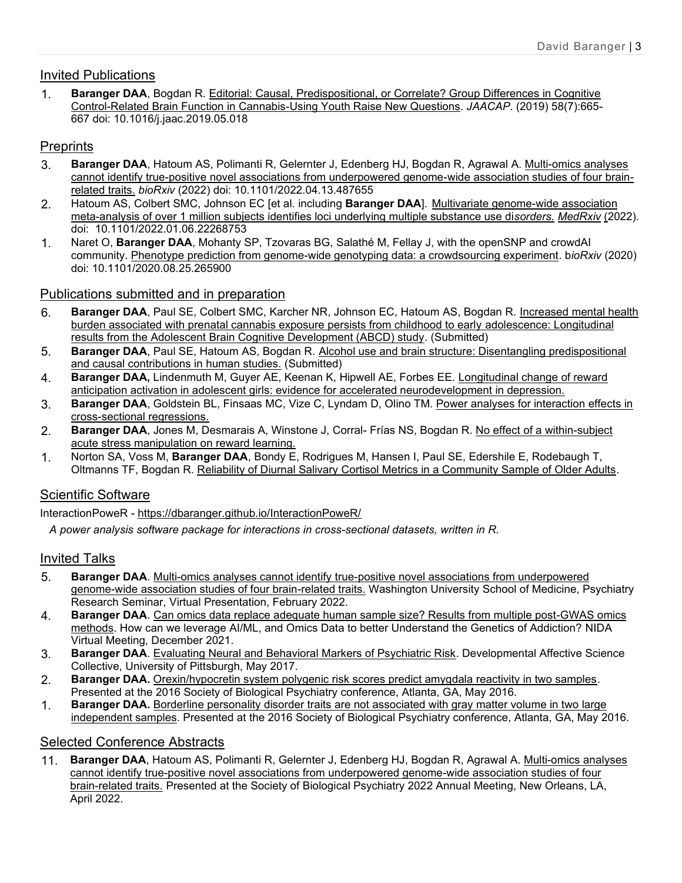## Invited Publications

1. **Baranger DAA**, Bogdan R. Editorial: Causal, Predispositional, or Correlate? Group Differences in Cognitive Control-Related Brain Function in Cannabis-Using Youth Raise New Questions. *JAACAP*. (2019) 58(7):665-667 doi: 10.1016/j.jaac.2019.05.018

## Preprints

3. **Baranger DAA**, Hatoum AS, Polimanti R, Gelernter J, Edenberg HJ, Bogdan R, Agrawal A. Multi-omics analyses cannot identify true-positive novel associations from underpowered genome-wide association studies of four brain-related traits. *bioRxiv* (2022) doi: 10.1101/2022.04.13.487655
2. Hatoum AS, Colbert SMC, Johnson EC [et al. including **Baranger DAA**]. Multivariate genome-wide association meta-analysis of over 1 million subjects identifies loci underlying multiple substance use di*sorders. MedRxiv* (2022). doi: 10.1101/2022.01.06.22268753
1. Naret O, **Baranger DAA**, Mohanty SP, Tzovaras BG, Salathé M, Fellay J, with the openSNP and crowdAI community. Phenotype prediction from genome-wide genotyping data: a crowdsourcing experiment. b*ioRxiv* (2020) doi: 10.1101/2020.08.25.265900

## Publications submitted and in preparation

6. **Baranger DAA**, Paul SE, Colbert SMC, Karcher NR, Johnson EC, Hatoum AS, Bogdan R. Increased mental health burden associated with prenatal cannabis exposure persists from childhood to early adolescence: Longitudinal results from the Adolescent Brain Cognitive Development (ABCD) study. (Submitted)
5. **Baranger DAA**, Paul SE, Hatoum AS, Bogdan R. Alcohol use and brain structure: Disentangling predispositional and causal contributions in human studies. (Submitted)
4. **Baranger DAA,** Lindenmuth M, Guyer AE, Keenan K, Hipwell AE, Forbes EE. Longitudinal change of reward anticipation activation in adolescent girls: evidence for accelerated neurodevelopment in depression.
3. **Baranger DAA**, Goldstein BL, Finsaas MC, Vize C, Lyndam D, Olino TM. Power analyses for interaction effects in cross-sectional regressions.
2. **Baranger DAA**, Jones M, Desmarais A, Winstone J, Corral- Frías NS, Bogdan R. No effect of a within-subject acute stress manipulation on reward learning.
1. Norton SA, Voss M, **Baranger DAA**, Bondy E, Rodrigues M, Hansen I, Paul SE, Edershile E, Rodebaugh T, Oltmanns TF, Bogdan R. Reliability of Diurnal Salivary Cortisol Metrics in a Community Sample of Older Adults.

## Scientific Software

InteractionPoweR - https://dbaranger.github.io/InteractionPoweR/

*A power analysis software package for interactions in cross-sectional datasets, written in R.*

## Invited Talks

5. **Baranger DAA**. Multi-omics analyses cannot identify true-positive novel associations from underpowered genome-wide association studies of four brain-related traits. Washington University School of Medicine, Psychiatry Research Seminar, Virtual Presentation, February 2022.
4. **Baranger DAA**. Can omics data replace adequate human sample size? Results from multiple post-GWAS omics methods. How can we leverage AI/ML, and Omics Data to better Understand the Genetics of Addiction? NIDA Virtual Meeting, December 2021.
3. **Baranger DAA**. Evaluating Neural and Behavioral Markers of Psychiatric Risk. Developmental Affective Science Collective, University of Pittsburgh, May 2017.
2. **Baranger DAA.** Orexin/hypocretin system polygenic risk scores predict amygdala reactivity in two samples. Presented at the 2016 Society of Biological Psychiatry conference, Atlanta, GA, May 2016.
1. **Baranger DAA.** Borderline personality disorder traits are not associated with gray matter volume in two large independent samples. Presented at the 2016 Society of Biological Psychiatry conference, Atlanta, GA, May 2016.

## Selected Conference Abstracts

11. **Baranger DAA**, Hatoum AS, Polimanti R, Gelernter J, Edenberg HJ, Bogdan R, Agrawal A. Multi-omics analyses cannot identify true-positive novel associations from underpowered genome-wide association studies of four brain-related traits. Presented at the Society of Biological Psychiatry 2022 Annual Meeting, New Orleans, LA, April 2022.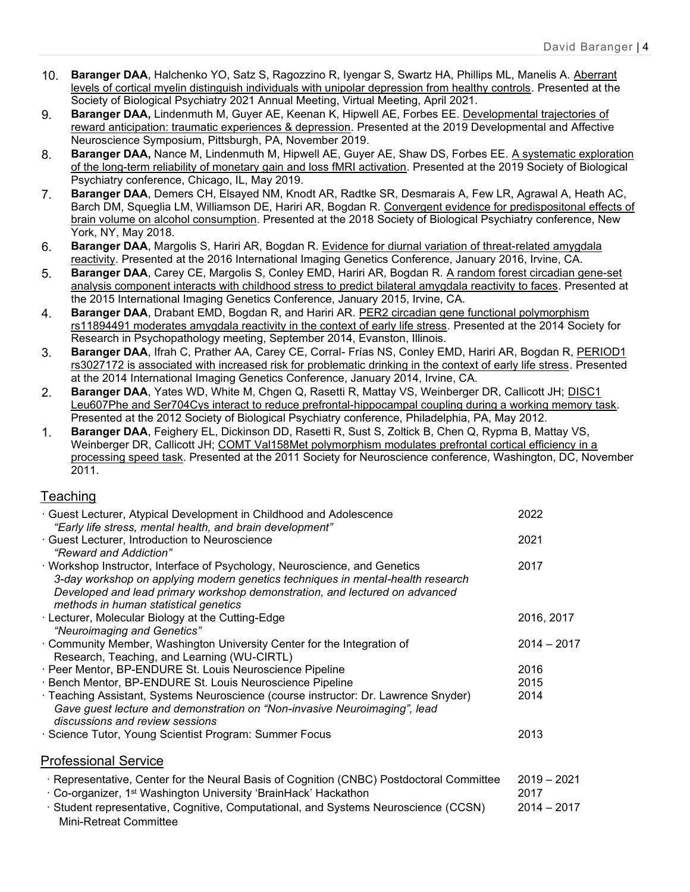10. **Baranger DAA**, Halchenko YO, Satz S, Ragozzino R, Iyengar S, Swartz HA, Phillips ML, Manelis A. Aberrant levels of cortical myelin distinguish individuals with unipolar depression from healthy controls. Presented at the Society of Biological Psychiatry 2021 Annual Meeting, Virtual Meeting, April 2021.
9. **Baranger DAA,** Lindenmuth M, Guyer AE, Keenan K, Hipwell AE, Forbes EE. Developmental trajectories of reward anticipation: traumatic experiences & depression. Presented at the 2019 Developmental and Affective Neuroscience Symposium, Pittsburgh, PA, November 2019.
8. **Baranger DAA,** Nance M, Lindenmuth M, Hipwell AE, Guyer AE, Shaw DS, Forbes EE. A systematic exploration of the long-term reliability of monetary gain and loss fMRI activation. Presented at the 2019 Society of Biological Psychiatry conference, Chicago, IL, May 2019.
7. **Baranger DAA**, Demers CH, Elsayed NM, Knodt AR, Radtke SR, Desmarais A, Few LR, Agrawal A, Heath AC, Barch DM, Squeglia LM, Williamson DE, Hariri AR, Bogdan R. Convergent evidence for predispositonal effects of brain volume on alcohol consumption. Presented at the 2018 Society of Biological Psychiatry conference, New York, NY, May 2018.
6. **Baranger DAA**, Margolis S, Hariri AR, Bogdan R. Evidence for diurnal variation of threat-related amygdala reactivity. Presented at the 2016 International Imaging Genetics Conference, January 2016, Irvine, CA.
5. **Baranger DAA**, Carey CE, Margolis S, Conley EMD, Hariri AR, Bogdan R. A random forest circadian gene-set analysis component interacts with childhood stress to predict bilateral amygdala reactivity to faces. Presented at the 2015 International Imaging Genetics Conference, January 2015, Irvine, CA.
4. **Baranger DAA**, Drabant EMD, Bogdan R, and Hariri AR. PER2 circadian gene functional polymorphism rs11894491 moderates amygdala reactivity in the context of early life stress. Presented at the 2014 Society for Research in Psychopathology meeting, September 2014, Evanston, Illinois.
3. **Baranger DAA**, Ifrah C, Prather AA, Carey CE, Corral- Frías NS, Conley EMD, Hariri AR, Bogdan R, PERIOD1 rs3027172 is associated with increased risk for problematic drinking in the context of early life stress. Presented at the 2014 International Imaging Genetics Conference, January 2014, Irvine, CA.
2. **Baranger DAA**, Yates WD, White M, Chgen Q, Rasetti R, Mattay VS, Weinberger DR, Callicott JH; DISC1 Leu607Phe and Ser704Cys interact to reduce prefrontal-hippocampal coupling during a working memory task. Presented at the 2012 Society of Biological Psychiatry conference, Philadelphia, PA, May 2012.
1. **Baranger DAA**, Feighery EL, Dickinson DD, Rasetti R, Sust S, Zoltick B, Chen Q, Rypma B, Mattay VS, Weinberger DR, Callicott JH; COMT Val158Met polymorphism modulates prefrontal cortical efficiency in a processing speed task. Presented at the 2011 Society for Neuroscience conference, Washington, DC, November 2011.

## Teaching

| | |
|---|---|
| · Guest Lecturer, Atypical Development in Childhood and Adolescence<br>*"Early life stress, mental health, and brain development"* | 2022 |
| · Guest Lecturer, Introduction to Neuroscience<br>*"Reward and Addiction"* | 2021 |
| · Workshop Instructor, Interface of Psychology, Neuroscience, and Genetics<br>*3-day workshop on applying modern genetics techniques in mental-health research*<br>*Developed and lead primary workshop demonstration, and lectured on advanced methods in human statistical genetics* | 2017 |
| · Lecturer, Molecular Biology at the Cutting-Edge<br>*"Neuroimaging and Genetics"* | 2016, 2017 |
| · Community Member, Washington University Center for the Integration of Research, Teaching, and Learning (WU-CIRTL) | 2014 – 2017 |
| · Peer Mentor, BP-ENDURE St. Louis Neuroscience Pipeline | 2016 |
| · Bench Mentor, BP-ENDURE St. Louis Neuroscience Pipeline | 2015 |
| · Teaching Assistant, Systems Neuroscience (course instructor: Dr. Lawrence Snyder)<br>*Gave guest lecture and demonstration on "Non-invasive Neuroimaging", lead discussions and review sessions* | 2014 |
| · Science Tutor, Young Scientist Program: Summer Focus | 2013 |

## Professional Service

| | |
|---|---|
| · Representative, Center for the Neural Basis of Cognition (CNBC) Postdoctoral Committee | 2019 – 2021 |
| · Co-organizer, 1st Washington University 'BrainHack' Hackathon | 2017 |
| · Student representative, Cognitive, Computational, and Systems Neuroscience (CCSN) Mini-Retreat Committee | 2014 – 2017 |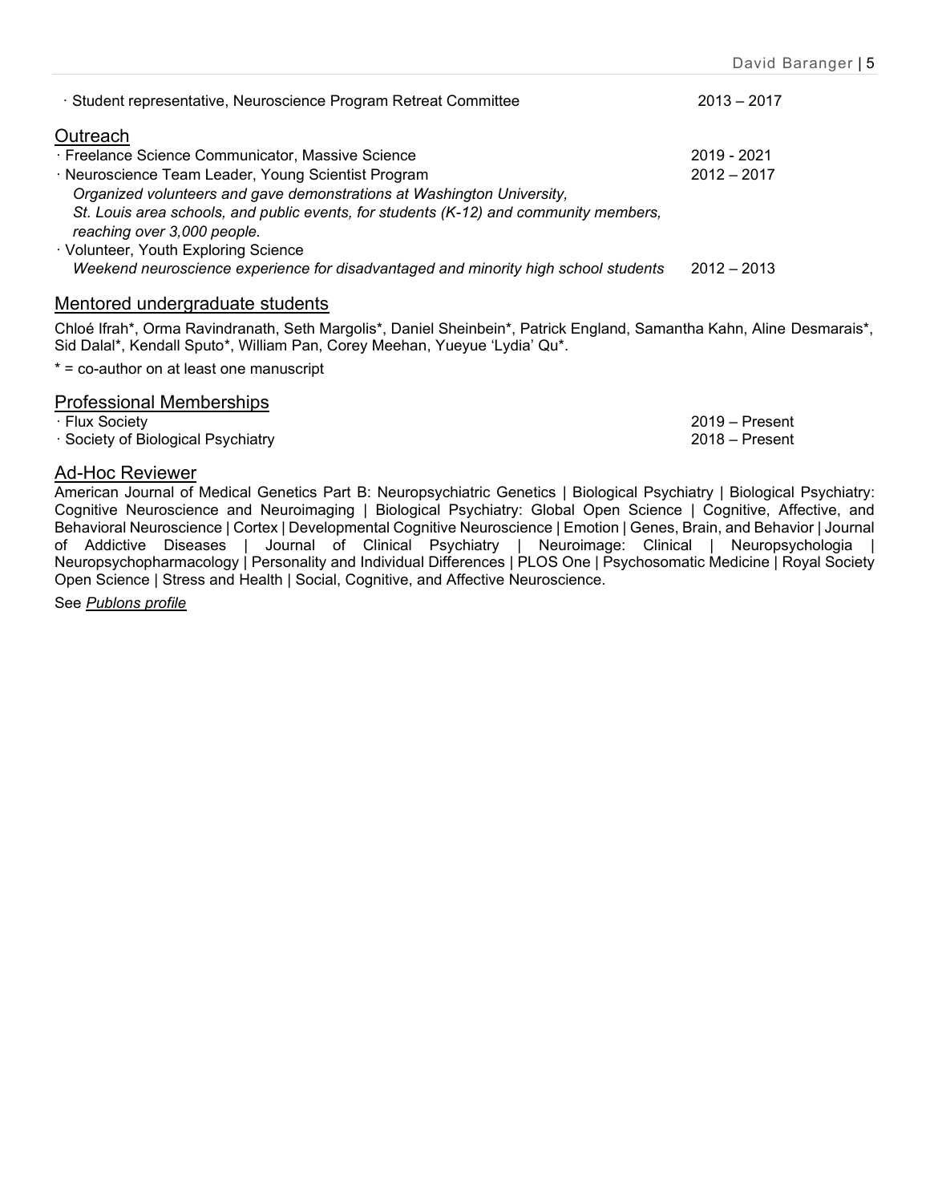· Student representative, Neuroscience Program Retreat Committee 2013 – 2017

## Outreach

· Freelance Science Communicator, Massive Science 2019 - 2021

· Neuroscience Team Leader, Young Scientist Program 2012 – 2017
*Organized volunteers and gave demonstrations at Washington University, St. Louis area schools, and public events, for students (K-12) and community members, reaching over 3,000 people.*

· Volunteer, Youth Exploring Science
*Weekend neuroscience experience for disadvantaged and minority high school students* 2012 – 2013

## Mentored undergraduate students

Chloé Ifrah*, Orma Ravindranath, Seth Margolis*, Daniel Sheinbein*, Patrick England, Samantha Kahn, Aline Desmarais*, Sid Dalal*, Kendall Sputo*, William Pan, Corey Meehan, Yueyue 'Lydia' Qu*.

* = co-author on at least one manuscript

## Professional Memberships

· Flux Society 2019 – Present

· Society of Biological Psychiatry 2018 – Present

## Ad-Hoc Reviewer

American Journal of Medical Genetics Part B: Neuropsychiatric Genetics | Biological Psychiatry | Biological Psychiatry: Cognitive Neuroscience and Neuroimaging | Biological Psychiatry: Global Open Science | Cognitive, Affective, and Behavioral Neuroscience | Cortex | Developmental Cognitive Neuroscience | Emotion | Genes, Brain, and Behavior | Journal of Addictive Diseases | Journal of Clinical Psychiatry | Neuroimage: Clinical | Neuropsychologia | Neuropsychopharmacology | Personality and Individual Differences | PLOS One | Psychosomatic Medicine | Royal Society Open Science | Stress and Health | Social, Cognitive, and Affective Neuroscience.

See *Publons profile*